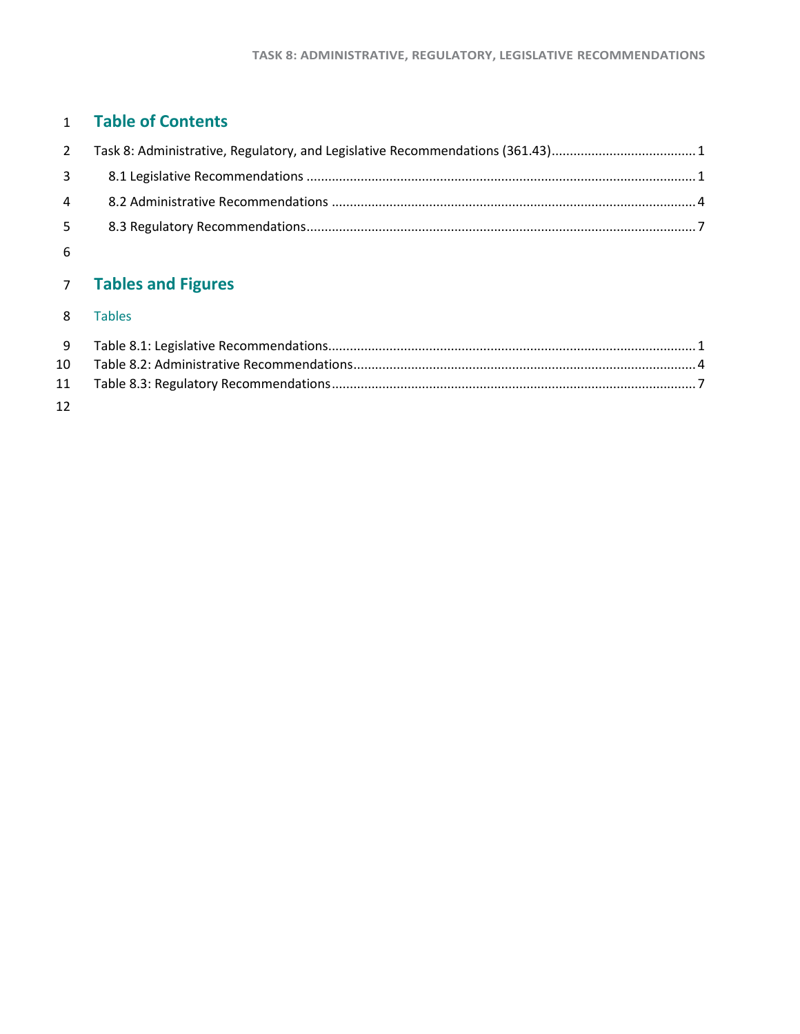# Table of Contents

Task 8: Administrative, Regulatory, and Legislative Recommendations (361.43)........................................ 1

- 8.1 Legislative Recommendations ........................................................................................................... 1
- 8.2 Administrative Recommendations .................................................................................................... 4
- 8.3 Regulatory Recommendations........................................................................................................... 7

# Tables and Figures

## Tables

Table 8.1: Legislative Recommendations..................................................................................................... 1

Table 8.2: Administrative Recommendations.............................................................................................. 4

Table 8.3: Regulatory Recommendations..................................................................................................... 7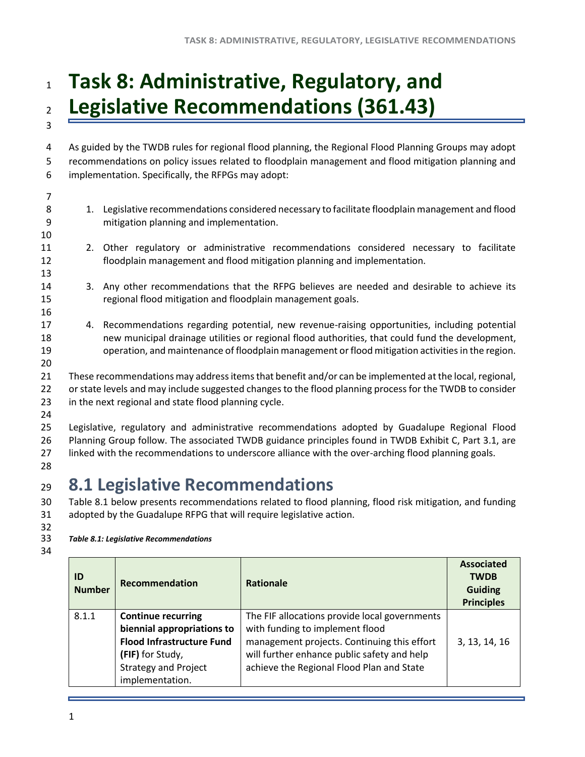# Task 8: Administrative, Regulatory, and Legislative Recommendations (361.43)

As guided by the TWDB rules for regional flood planning, the Regional Flood Planning Groups may adopt recommendations on policy issues related to floodplain management and flood mitigation planning and implementation. Specifically, the RFPGs may adopt:

1. Legislative recommendations considered necessary to facilitate floodplain management and flood mitigation planning and implementation.

2. Other regulatory or administrative recommendations considered necessary to facilitate floodplain management and flood mitigation planning and implementation.

3. Any other recommendations that the RFPG believes are needed and desirable to achieve its regional flood mitigation and floodplain management goals.

4. Recommendations regarding potential, new revenue-raising opportunities, including potential new municipal drainage utilities or regional flood authorities, that could fund the development, operation, and maintenance of floodplain management or flood mitigation activities in the region.

These recommendations may address items that benefit and/or can be implemented at the local, regional, or state levels and may include suggested changes to the flood planning process for the TWDB to consider in the next regional and state flood planning cycle.

Legislative, regulatory and administrative recommendations adopted by Guadalupe Regional Flood Planning Group follow. The associated TWDB guidance principles found in TWDB Exhibit C, Part 3.1, are linked with the recommendations to underscore alliance with the over-arching flood planning goals.

## 8.1 Legislative Recommendations

Table 8.1 below presents recommendations related to flood planning, flood risk mitigation, and funding adopted by the Guadalupe RFPG that will require legislative action.

***Table 8.1: Legislative Recommendations***

| ID Number | Recommendation | Rationale | Associated TWDB Guiding Principles |
|---|---|---|---|
| 8.1.1 | **Continue recurring biennial appropriations to Flood Infrastructure Fund (FIF)** for Study, Strategy and Project implementation. | The FIF allocations provide local governments with funding to implement flood management projects. Continuing this effort will further enhance public safety and help achieve the Regional Flood Plan and State | 3, 13, 14, 16 |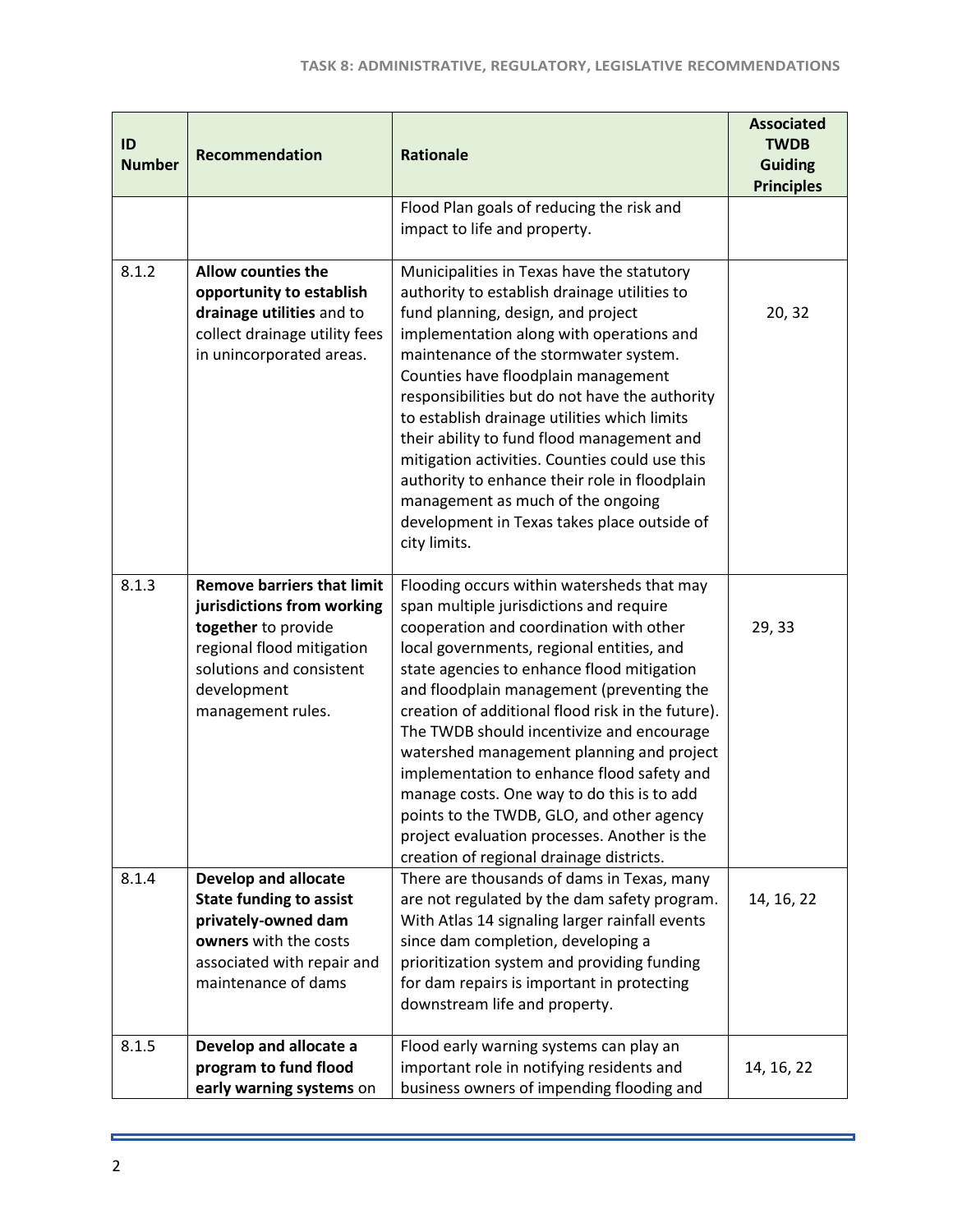| ID Number | Recommendation | Rationale | Associated TWDB Guiding Principles |
|---|---|---|---|
| | | Flood Plan goals of reducing the risk and impact to life and property. | |
| 8.1.2 | **Allow counties the opportunity to establish drainage utilities** and to collect drainage utility fees in unincorporated areas. | Municipalities in Texas have the statutory authority to establish drainage utilities to fund planning, design, and project implementation along with operations and maintenance of the stormwater system. Counties have floodplain management responsibilities but do not have the authority to establish drainage utilities which limits their ability to fund flood management and mitigation activities. Counties could use this authority to enhance their role in floodplain management as much of the ongoing development in Texas takes place outside of city limits. | 20, 32 |
| 8.1.3 | **Remove barriers that limit jurisdictions from working together** to provide regional flood mitigation solutions and consistent development management rules. | Flooding occurs within watersheds that may span multiple jurisdictions and require cooperation and coordination with other local governments, regional entities, and state agencies to enhance flood mitigation and floodplain management (preventing the creation of additional flood risk in the future). The TWDB should incentivize and encourage watershed management planning and project implementation to enhance flood safety and manage costs. One way to do this is to add points to the TWDB, GLO, and other agency project evaluation processes. Another is the creation of regional drainage districts. | 29, 33 |
| 8.1.4 | **Develop and allocate State funding to assist privately-owned dam owners** with the costs associated with repair and maintenance of dams | There are thousands of dams in Texas, many are not regulated by the dam safety program. With Atlas 14 signaling larger rainfall events since dam completion, developing a prioritization system and providing funding for dam repairs is important in protecting downstream life and property. | 14, 16, 22 |
| 8.1.5 | **Develop and allocate a program to fund flood early warning systems** on | Flood early warning systems can play an important role in notifying residents and business owners of impending flooding and | 14, 16, 22 |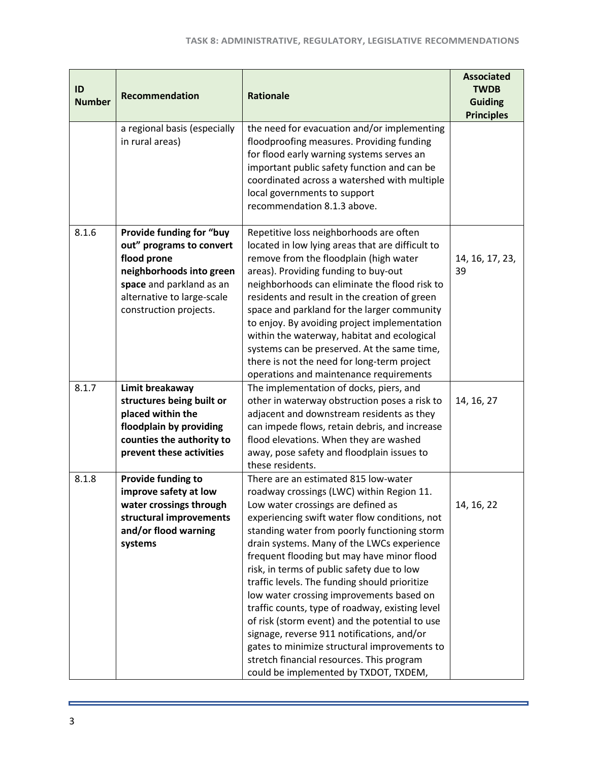| ID Number | Recommendation | Rationale | Associated TWDB Guiding Principles |
| --- | --- | --- | --- |
| | a regional basis (especially in rural areas) | the need for evacuation and/or implementing floodproofing measures. Providing funding for flood early warning systems serves an important public safety function and can be coordinated across a watershed with multiple local governments to support recommendation 8.1.3 above. | |
| 8.1.6 | **Provide funding for "buy out" programs to convert flood prone neighborhoods into green space** and parkland as an alternative to large-scale construction projects. | Repetitive loss neighborhoods are often located in low lying areas that are difficult to remove from the floodplain (high water areas). Providing funding to buy-out neighborhoods can eliminate the flood risk to residents and result in the creation of green space and parkland for the larger community to enjoy. By avoiding project implementation within the waterway, habitat and ecological systems can be preserved. At the same time, there is not the need for long-term project operations and maintenance requirements | 14, 16, 17, 23, 39 |
| 8.1.7 | **Limit breakaway structures being built or placed within the floodplain by providing counties the authority to prevent these activities** | The implementation of docks, piers, and other in waterway obstruction poses a risk to adjacent and downstream residents as they can impede flows, retain debris, and increase flood elevations. When they are washed away, pose safety and floodplain issues to these residents. | 14, 16, 27 |
| 8.1.8 | **Provide funding to improve safety at low water crossings through structural improvements and/or flood warning systems** | There are an estimated 815 low-water roadway crossings (LWC) within Region 11. Low water crossings are defined as experiencing swift water flow conditions, not standing water from poorly functioning storm drain systems. Many of the LWCs experience frequent flooding but may have minor flood risk, in terms of public safety due to low traffic levels. The funding should prioritize low water crossing improvements based on traffic counts, type of roadway, existing level of risk (storm event) and the potential to use signage, reverse 911 notifications, and/or gates to minimize structural improvements to stretch financial resources. This program could be implemented by TXDOT, TXDEM, | 14, 16, 22 |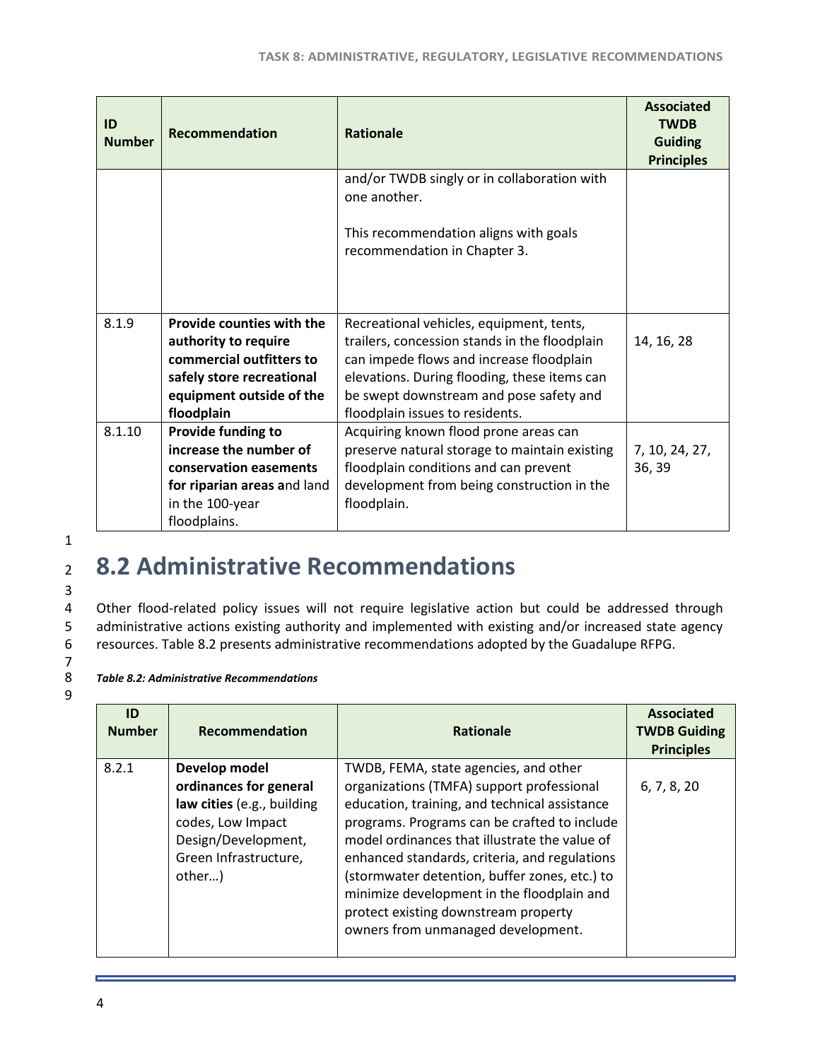| ID Number | Recommendation | Rationale | Associated TWDB Guiding Principles |
|---|---|---|---|
| | | and/or TWDB singly or in collaboration with one another.<br><br>This recommendation aligns with goals recommendation in Chapter 3. | |
| 8.1.9 | **Provide counties with the authority to require commercial outfitters to safely store recreational equipment outside of the floodplain** | Recreational vehicles, equipment, tents, trailers, concession stands in the floodplain can impede flows and increase floodplain elevations. During flooding, these items can be swept downstream and pose safety and floodplain issues to residents. | 14, 16, 28 |
| 8.1.10 | **Provide funding to increase the number of conservation easements for riparian areas a**nd land in the 100-year floodplains. | Acquiring known flood prone areas can preserve natural storage to maintain existing floodplain conditions and can prevent development from being construction in the floodplain. | 7, 10, 24, 27, 36, 39 |

# 8.2 Administrative Recommendations

Other flood-related policy issues will not require legislative action but could be addressed through administrative actions existing authority and implemented with existing and/or increased state agency resources. Table 8.2 presents administrative recommendations adopted by the Guadalupe RFPG.

***Table 8.2: Administrative Recommendations***

| ID Number | Recommendation | Rationale | Associated TWDB Guiding Principles |
|---|---|---|---|
| 8.2.1 | **Develop model ordinances for general law cities** (e.g., building codes, Low Impact Design/Development, Green Infrastructure, other…) | TWDB, FEMA, state agencies, and other organizations (TMFA) support professional education, training, and technical assistance programs. Programs can be crafted to include model ordinances that illustrate the value of enhanced standards, criteria, and regulations (stormwater detention, buffer zones, etc.) to minimize development in the floodplain and protect existing downstream property owners from unmanaged development. | 6, 7, 8, 20 |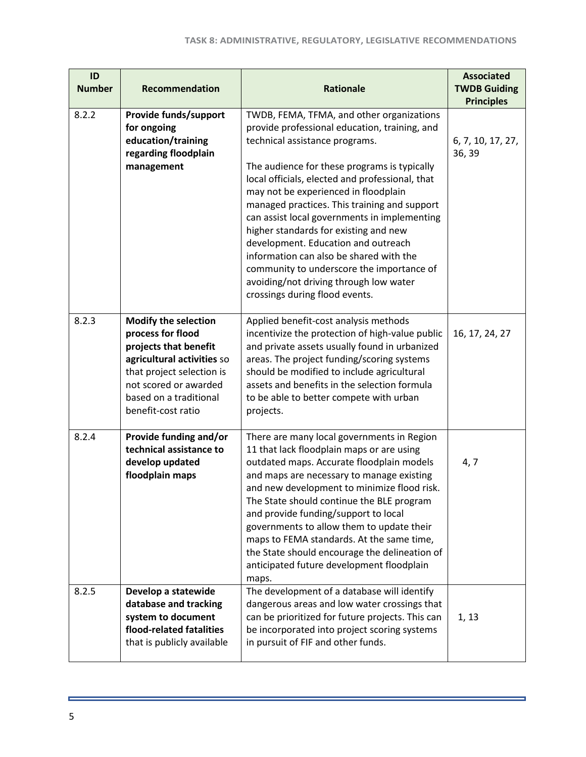| ID Number | Recommendation | Rationale | Associated TWDB Guiding Principles |
|---|---|---|---|
| 8.2.2 | **Provide funds/support for ongoing education/training regarding floodplain management** | TWDB, FEMA, TFMA, and other organizations provide professional education, training, and technical assistance programs.<br><br>The audience for these programs is typically local officials, elected and professional, that may not be experienced in floodplain managed practices. This training and support can assist local governments in implementing higher standards for existing and new development. Education and outreach information can also be shared with the community to underscore the importance of avoiding/not driving through low water crossings during flood events. | 6, 7, 10, 17, 27, 36, 39 |
| 8.2.3 | **Modify the selection process for flood projects that benefit agricultural activities** so that project selection is not scored or awarded based on a traditional benefit-cost ratio | Applied benefit-cost analysis methods incentivize the protection of high-value public and private assets usually found in urbanized areas. The project funding/scoring systems should be modified to include agricultural assets and benefits in the selection formula to be able to better compete with urban projects. | 16, 17, 24, 27 |
| 8.2.4 | **Provide funding and/or technical assistance to develop updated floodplain maps** | There are many local governments in Region 11 that lack floodplain maps or are using outdated maps. Accurate floodplain models and maps are necessary to manage existing and new development to minimize flood risk. The State should continue the BLE program and provide funding/support to local governments to allow them to update their maps to FEMA standards. At the same time, the State should encourage the delineation of anticipated future development floodplain maps. | 4, 7 |
| 8.2.5 | **Develop a statewide database and tracking system to document flood-related fatalities** that is publicly available | The development of a database will identify dangerous areas and low water crossings that can be prioritized for future projects. This can be incorporated into project scoring systems in pursuit of FIF and other funds. | 1, 13 |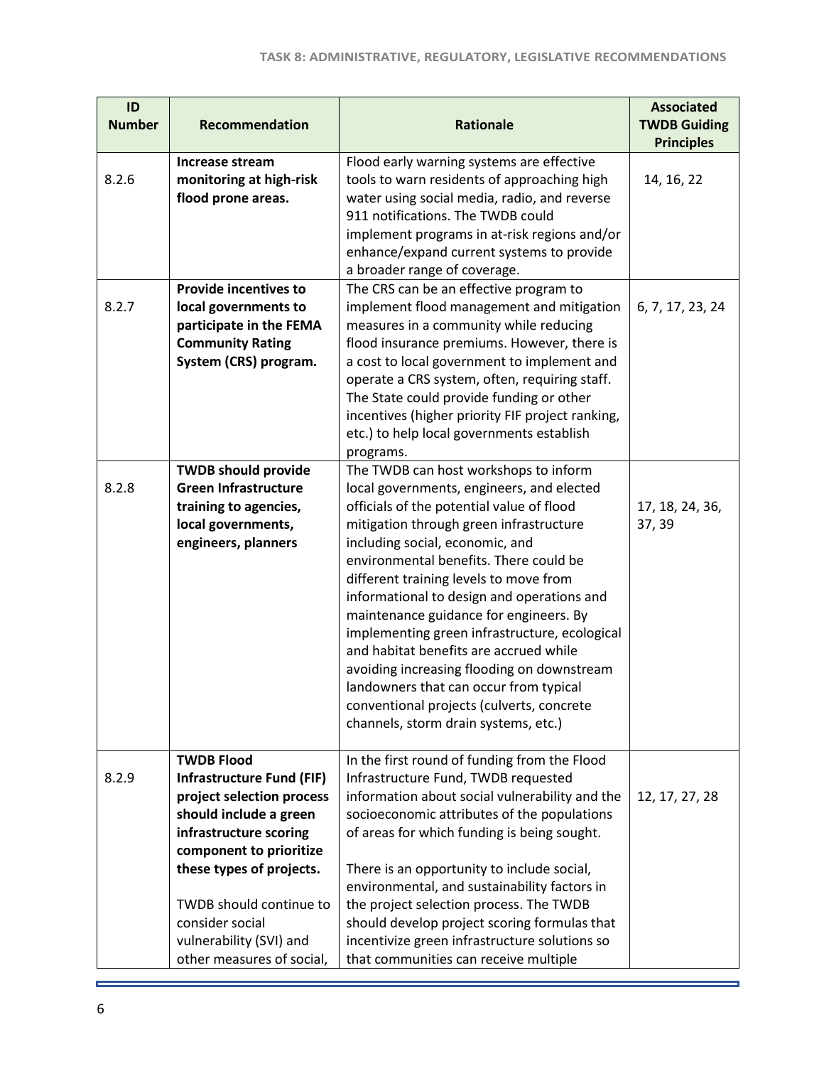| ID Number | Recommendation | Rationale | Associated TWDB Guiding Principles |
|---|---|---|---|
| 8.2.6 | **Increase stream monitoring at high-risk flood prone areas.** | Flood early warning systems are effective tools to warn residents of approaching high water using social media, radio, and reverse 911 notifications. The TWDB could implement programs in at-risk regions and/or enhance/expand current systems to provide a broader range of coverage. | 14, 16, 22 |
| 8.2.7 | **Provide incentives to local governments to participate in the FEMA Community Rating System (CRS) program.** | The CRS can be an effective program to implement flood management and mitigation measures in a community while reducing flood insurance premiums. However, there is a cost to local government to implement and operate a CRS system, often, requiring staff. The State could provide funding or other incentives (higher priority FIF project ranking, etc.) to help local governments establish programs. | 6, 7, 17, 23, 24 |
| 8.2.8 | **TWDB should provide Green Infrastructure training to agencies, local governments, engineers, planners** | The TWDB can host workshops to inform local governments, engineers, and elected officials of the potential value of flood mitigation through green infrastructure including social, economic, and environmental benefits. There could be different training levels to move from informational to design and operations and maintenance guidance for engineers. By implementing green infrastructure, ecological and habitat benefits are accrued while avoiding increasing flooding on downstream landowners that can occur from typical conventional projects (culverts, concrete channels, storm drain systems, etc.) | 17, 18, 24, 36, 37, 39 |
| 8.2.9 | **TWDB Flood Infrastructure Fund (FIF) project selection process should include a green infrastructure scoring component to prioritize these types of projects.**<br><br>TWDB should continue to consider social vulnerability (SVI) and other measures of social, | In the first round of funding from the Flood Infrastructure Fund, TWDB requested information about social vulnerability and the socioeconomic attributes of the populations of areas for which funding is being sought.<br><br>There is an opportunity to include social, environmental, and sustainability factors in the project selection process. The TWDB should develop project scoring formulas that incentivize green infrastructure solutions so that communities can receive multiple | 12, 17, 27, 28 |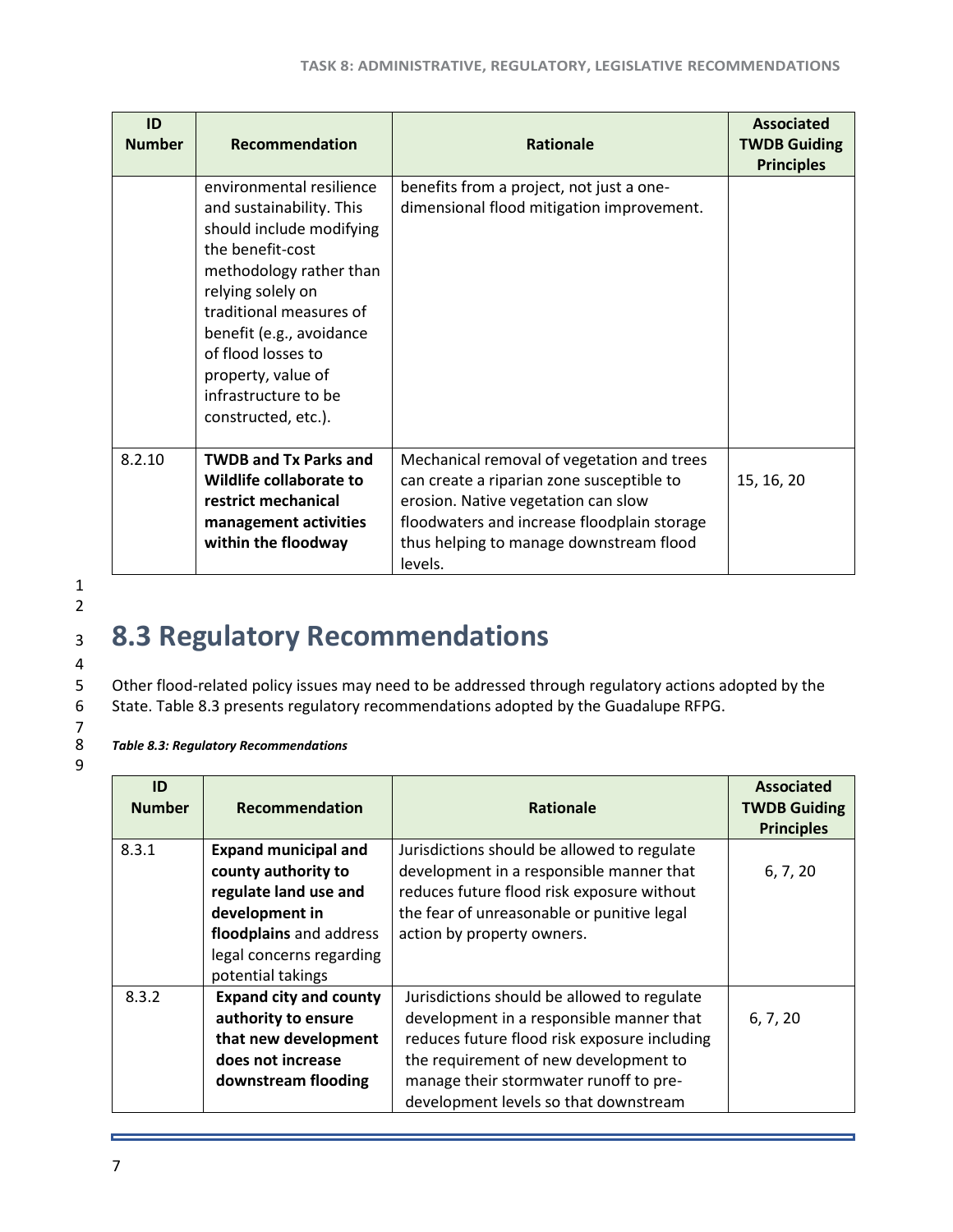| ID Number | Recommendation | Rationale | Associated TWDB Guiding Principles |
|---|---|---|---|
| | environmental resilience and sustainability. This should include modifying the benefit-cost methodology rather than relying solely on traditional measures of benefit (e.g., avoidance of flood losses to property, value of infrastructure to be constructed, etc.). | benefits from a project, not just a one-dimensional flood mitigation improvement. | |
| 8.2.10 | **TWDB and Tx Parks and Wildlife collaborate to restrict mechanical management activities within the floodway** | Mechanical removal of vegetation and trees can create a riparian zone susceptible to erosion. Native vegetation can slow floodwaters and increase floodplain storage thus helping to manage downstream flood levels. | 15, 16, 20 |

## 8.3 Regulatory Recommendations

Other flood-related policy issues may need to be addressed through regulatory actions adopted by the State. Table 8.3 presents regulatory recommendations adopted by the Guadalupe RFPG.

***Table 8.3: Regulatory Recommendations***

| ID Number | Recommendation | Rationale | Associated TWDB Guiding Principles |
|---|---|---|---|
| 8.3.1 | **Expand municipal and county authority to regulate land use and development in floodplains** and address legal concerns regarding potential takings | Jurisdictions should be allowed to regulate development in a responsible manner that reduces future flood risk exposure without the fear of unreasonable or punitive legal action by property owners. | 6, 7, 20 |
| 8.3.2 | **Expand city and county authority to ensure that new development does not increase downstream flooding** | Jurisdictions should be allowed to regulate development in a responsible manner that reduces future flood risk exposure including the requirement of new development to manage their stormwater runoff to pre-development levels so that downstream | 6, 7, 20 |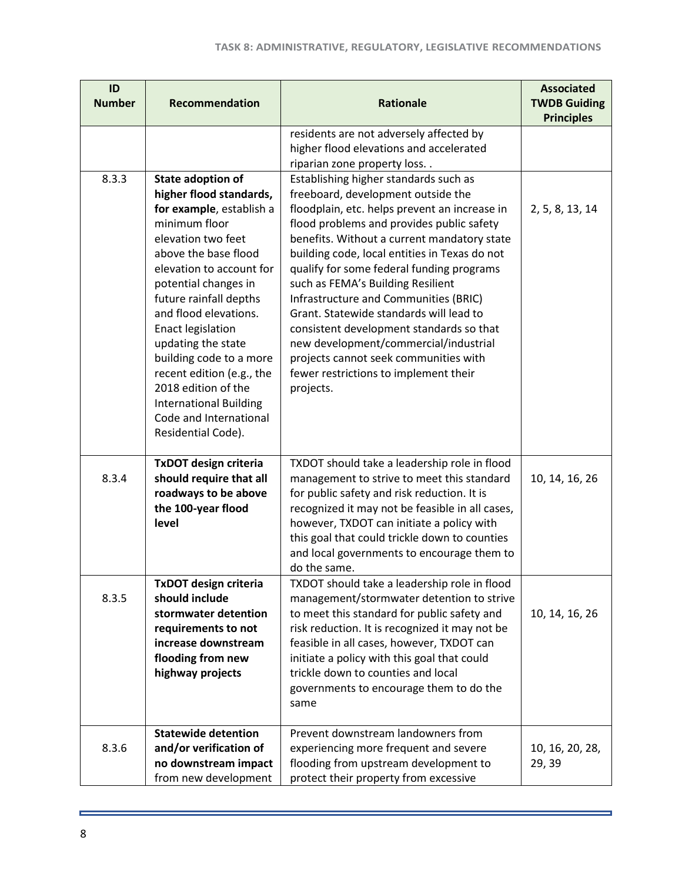| ID Number | Recommendation | Rationale | Associated TWDB Guiding Principles |
|---|---|---|---|
| | | residents are not adversely affected by higher flood elevations and accelerated riparian zone property loss. . | |
| 8.3.3 | **State adoption of higher flood standards, for example**, establish a minimum floor elevation two feet above the base flood elevation to account for potential changes in future rainfall depths and flood elevations. Enact legislation updating the state building code to a more recent edition (e.g., the 2018 edition of the International Building Code and International Residential Code). | Establishing higher standards such as freeboard, development outside the floodplain, etc. helps prevent an increase in flood problems and provides public safety benefits. Without a current mandatory state building code, local entities in Texas do not qualify for some federal funding programs such as FEMA's Building Resilient Infrastructure and Communities (BRIC) Grant. Statewide standards will lead to consistent development standards so that new development/commercial/industrial projects cannot seek communities with fewer restrictions to implement their projects. | 2, 5, 8, 13, 14 |
| 8.3.4 | **TxDOT design criteria should require that all roadways to be above the 100-year flood level** | TXDOT should take a leadership role in flood management to strive to meet this standard for public safety and risk reduction. It is recognized it may not be feasible in all cases, however, TXDOT can initiate a policy with this goal that could trickle down to counties and local governments to encourage them to do the same. | 10, 14, 16, 26 |
| 8.3.5 | **TxDOT design criteria should include stormwater detention requirements to not increase downstream flooding from new highway projects** | TXDOT should take a leadership role in flood management/stormwater detention to strive to meet this standard for public safety and risk reduction. It is recognized it may not be feasible in all cases, however, TXDOT can initiate a policy with this goal that could trickle down to counties and local governments to encourage them to do the same | 10, 14, 16, 26 |
| 8.3.6 | **Statewide detention and/or verification of no downstream impact** from new development | Prevent downstream landowners from experiencing more frequent and severe flooding from upstream development to protect their property from excessive | 10, 16, 20, 28, 29, 39 |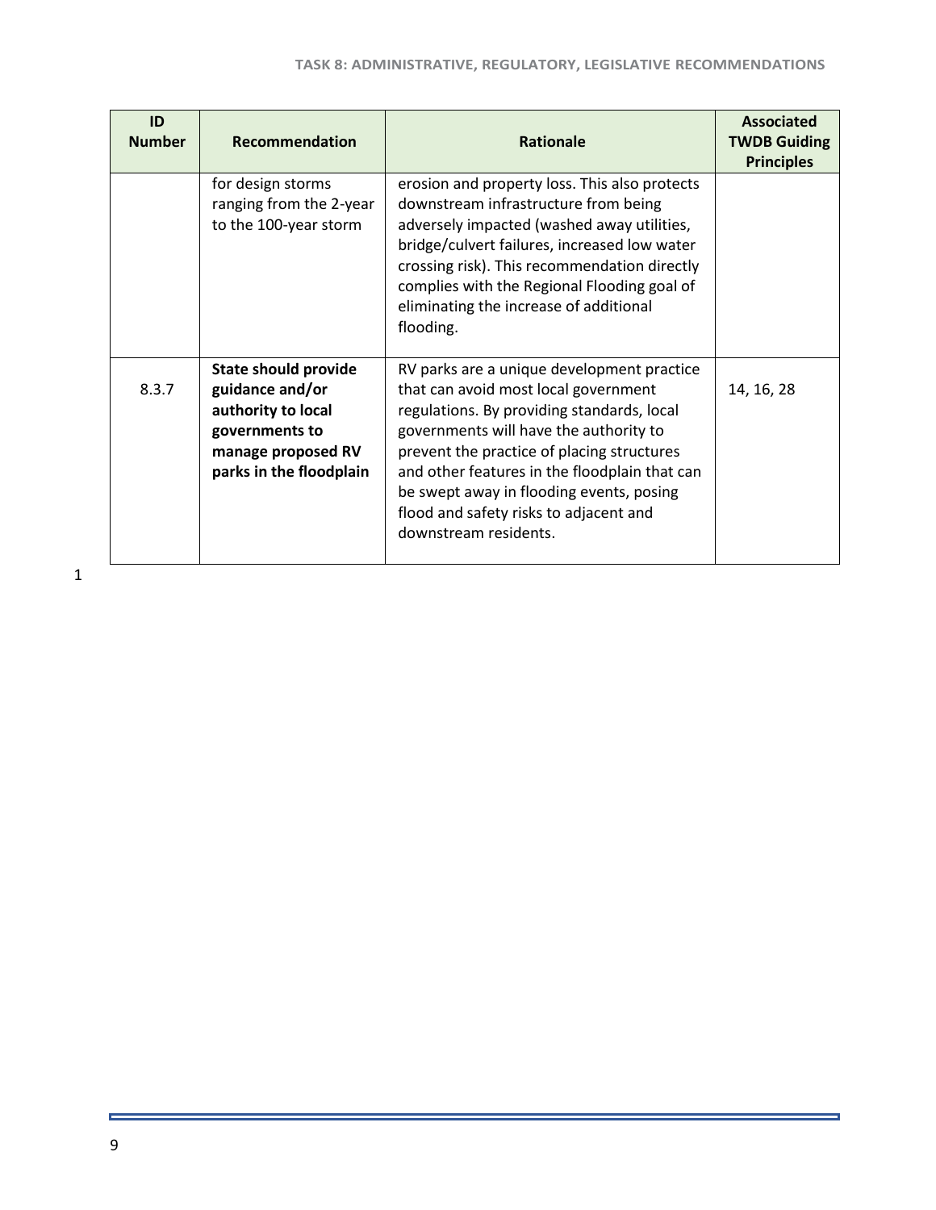| ID Number | Recommendation | Rationale | Associated TWDB Guiding Principles |
|---|---|---|---|
| | for design storms ranging from the 2-year to the 100-year storm | erosion and property loss. This also protects downstream infrastructure from being adversely impacted (washed away utilities, bridge/culvert failures, increased low water crossing risk). This recommendation directly complies with the Regional Flooding goal of eliminating the increase of additional flooding. | |
| 8.3.7 | **State should provide guidance and/or authority to local governments to manage proposed RV parks in the floodplain** | RV parks are a unique development practice that can avoid most local government regulations. By providing standards, local governments will have the authority to prevent the practice of placing structures and other features in the floodplain that can be swept away in flooding events, posing flood and safety risks to adjacent and downstream residents. | 14, 16, 28 |

1